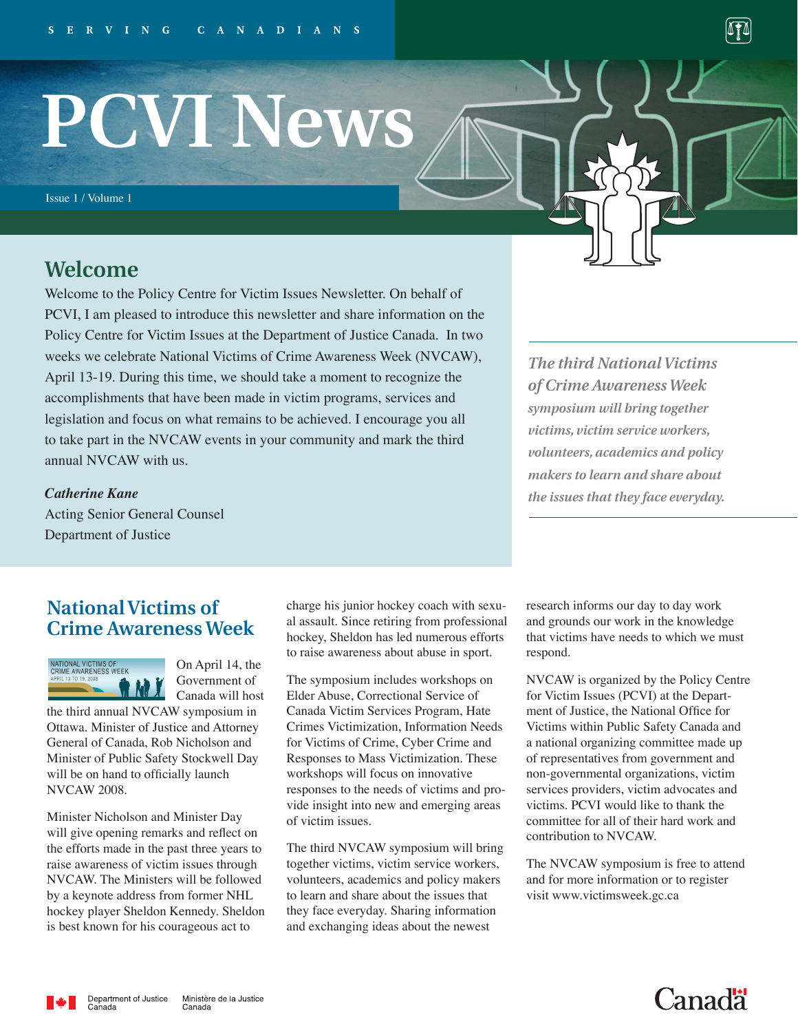SERVING CANADIANS

# PCVI News

Issue 1 / Volume 1

## Welcome

Welcome to the Policy Centre for Victim Issues Newsletter. On behalf of PCVI, I am pleased to introduce this newsletter and share information on the Policy Centre for Victim Issues at the Department of Justice Canada. In two weeks we celebrate National Victims of Crime Awareness Week (NVCAW), April 13-19. During this time, we should take a moment to recognize the accomplishments that have been made in victim programs, services and legislation and focus on what remains to be achieved. I encourage you all to take part in the NVCAW events in your community and mark the third annual NVCAW with us.

***Catherine Kane***
Acting Senior General Counsel
Department of Justice

*The third National Victims of Crime Awareness Week symposium will bring together victims, victim service workers, volunteers, academics and policy makers to learn and share about the issues that they face everyday.*

## National Victims of Crime Awareness Week

NATIONAL VICTIMS OF CRIME AWARENESS WEEK
APRIL 13 TO 19, 2008

On April 14, the Government of Canada will host the third annual NVCAW symposium in Ottawa. Minister of Justice and Attorney General of Canada, Rob Nicholson and Minister of Public Safety Stockwell Day will be on hand to officially launch NVCAW 2008.

Minister Nicholson and Minister Day will give opening remarks and reflect on the efforts made in the past three years to raise awareness of victim issues through NVCAW. The Ministers will be followed by a keynote address from former NHL hockey player Sheldon Kennedy. Sheldon is best known for his courageous act to charge his junior hockey coach with sexual assault. Since retiring from professional hockey, Sheldon has led numerous efforts to raise awareness about abuse in sport.

The symposium includes workshops on Elder Abuse, Correctional Service of Canada Victim Services Program, Hate Crimes Victimization, Information Needs for Victims of Crime, Cyber Crime and Responses to Mass Victimization. These workshops will focus on innovative responses to the needs of victims and provide insight into new and emerging areas of victim issues.

The third NVCAW symposium will bring together victims, victim service workers, volunteers, academics and policy makers to learn and share about the issues that they face everyday. Sharing information and exchanging ideas about the newest research informs our day to day work and grounds our work in the knowledge that victims have needs to which we must respond.

NVCAW is organized by the Policy Centre for Victim Issues (PCVI) at the Department of Justice, the National Office for Victims within Public Safety Canada and a national organizing committee made up of representatives from government and non-governmental organizations, victim services providers, victim advocates and victims. PCVI would like to thank the committee for all of their hard work and contribution to NVCAW.

The NVCAW symposium is free to attend and for more information or to register visit www.victimsweek.gc.ca

Department of Justice Canada / Ministère de la Justice Canada

Canada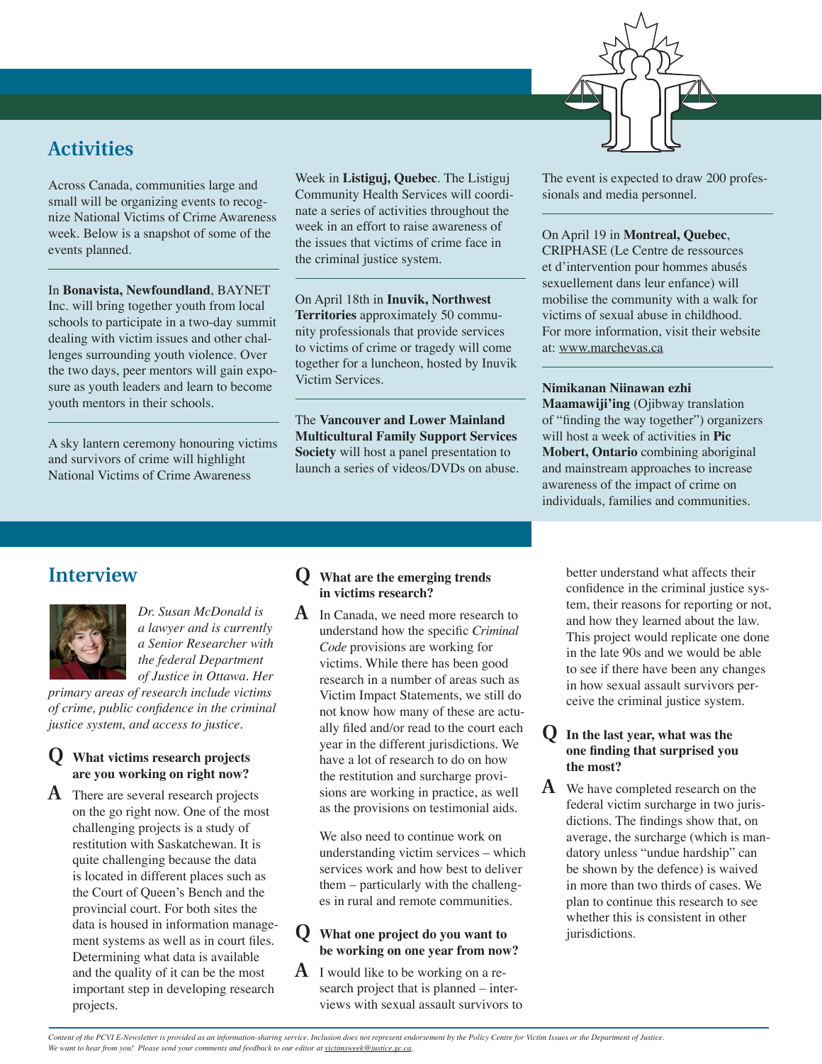## Activities

Across Canada, communities large and small will be organizing events to recognize National Victims of Crime Awareness week. Below is a snapshot of some of the events planned.

---

In **Bonavista, Newfoundland**, BAYNET Inc. will bring together youth from local schools to participate in a two-day summit dealing with victim issues and other challenges surrounding youth violence. Over the two days, peer mentors will gain exposure as youth leaders and learn to become youth mentors in their schools.

---

A sky lantern ceremony honouring victims and survivors of crime will highlight National Victims of Crime Awareness Week in **Listiguj, Quebec**. The Listiguj Community Health Services will coordinate a series of activities throughout the week in an effort to raise awareness of the issues that victims of crime face in the criminal justice system.

---

On April 18th in **Inuvik, Northwest Territories** approximately 50 community professionals that provide services to victims of crime or tragedy will come together for a luncheon, hosted by Inuvik Victim Services.

---

The **Vancouver and Lower Mainland Multicultural Family Support Services Society** will host a panel presentation to launch a series of videos/DVDs on abuse. The event is expected to draw 200 professionals and media personnel.

---

On April 19 in **Montreal, Quebec**, CRIPHASE (Le Centre de ressources et d'intervention pour hommes abusés sexuellement dans leur enfance) will mobilise the community with a walk for victims of sexual abuse in childhood. For more information, visit their website at: www.marchevas.ca

---

**Nimikanan Niinawan ezhi Maamawiji'ing** (Ojibway translation of "finding the way together") organizers will host a week of activities in **Pic Mobert, Ontario** combining aboriginal and mainstream approaches to increase awareness of the impact of crime on individuals, families and communities.

## Interview

*Dr. Susan McDonald is a lawyer and is currently a Senior Researcher with the federal Department of Justice in Ottawa. Her primary areas of research include victims of crime, public confidence in the criminal justice system, and access to justice.*

**Q What victims research projects are you working on right now?**

**A** There are several research projects on the go right now. One of the most challenging projects is a study of restitution with Saskatchewan. It is quite challenging because the data is located in different places such as the Court of Queen's Bench and the provincial court. For both sites the data is housed in information management systems as well as in court files. Determining what data is available and the quality of it can be the most important step in developing research projects.

**Q What are the emerging trends in victims research?**

**A** In Canada, we need more research to understand how the specific *Criminal Code* provisions are working for victims. While there has been good research in a number of areas such as Victim Impact Statements, we still do not know how many of these are actually filed and/or read to the court each year in the different jurisdictions. We have a lot of research to do on how the restitution and surcharge provisions are working in practice, as well as the provisions on testimonial aids.

We also need to continue work on understanding victim services – which services work and how best to deliver them – particularly with the challenges in rural and remote communities.

**Q What one project do you want to be working on one year from now?**

**A** I would like to be working on a research project that is planned – interviews with sexual assault survivors to better understand what affects their confidence in the criminal justice system, their reasons for reporting or not, and how they learned about the law. This project would replicate one done in the late 90s and we would be able to see if there have been any changes in how sexual assault survivors perceive the criminal justice system.

**Q In the last year, what was the one finding that surprised you the most?**

**A** We have completed research on the federal victim surcharge in two jurisdictions. The findings show that, on average, the surcharge (which is mandatory unless "undue hardship" can be shown by the defence) is waived in more than two thirds of cases. We plan to continue this research to see whether this is consistent in other jurisdictions.

---

*Content of the PCVI E-Newsletter is provided as an information-sharing service. Inclusion does not represent endorsement by the Policy Centre for Victim Issues or the Department of Justice. We want to hear from you! Please send your comments and feedback to our editor at victimsweek@justice.gc.ca.*